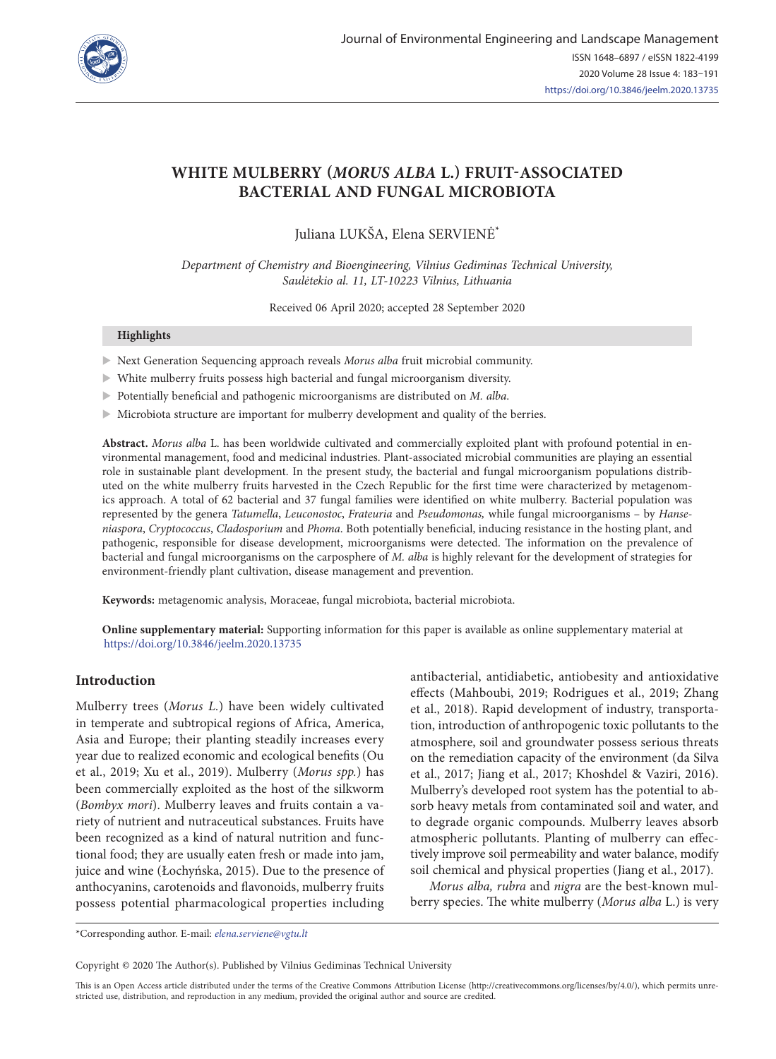# WHITE MULBERRY (*MORUS ALBA* L.) FRUIT-ASSOCIATED BACTERIAL AND FUNGAL MICROBIOTA

Juliana LUKŠA, Elena SERVIENĖ*

*Department of Chemistry and Bioengineering, Vilnius Gediminas Technical University, Saulėtekio al. 11, LT-10223 Vilnius, Lithuania*

Received 06 April 2020; accepted 28 September 2020

**Highlights**

- Next Generation Sequencing approach reveals *Morus alba* fruit microbial community.
- White mulberry fruits possess high bacterial and fungal microorganism diversity.
- Potentially beneficial and pathogenic microorganisms are distributed on *M. alba*.
- Microbiota structure are important for mulberry development and quality of the berries.

**Abstract.** *Morus alba* L. has been worldwide cultivated and commercially exploited plant with profound potential in environmental management, food and medicinal industries. Plant-associated microbial communities are playing an essential role in sustainable plant development. In the present study, the bacterial and fungal microorganism populations distributed on the white mulberry fruits harvested in the Czech Republic for the first time were characterized by metagenomics approach. A total of 62 bacterial and 37 fungal families were identified on white mulberry. Bacterial population was represented by the genera *Tatumella*, *Leuconostoc*, *Frateuria* and *Pseudomonas,* while fungal microorganisms – by *Hanseniaspora*, *Cryptococcus*, *Cladosporium* and *Phoma*. Both potentially beneficial, inducing resistance in the hosting plant, and pathogenic, responsible for disease development, microorganisms were detected. The information on the prevalence of bacterial and fungal microorganisms on the carposphere of *M. alba* is highly relevant for the development of strategies for environment-friendly plant cultivation, disease management and prevention.

**Keywords:** metagenomic analysis, Moraceae, fungal microbiota, bacterial microbiota.

**Online supplementary material:** Supporting information for this paper is available as online supplementary material at https://doi.org/10.3846/jeelm.2020.13735

## Introduction

Mulberry trees (*Morus L.*) have been widely cultivated in temperate and subtropical regions of Africa, America, Asia and Europe; their planting steadily increases every year due to realized economic and ecological benefits (Ou et al., 2019; Xu et al., 2019). Mulberry (*Morus spp.*) has been commercially exploited as the host of the silkworm (*Bombyx mori*). Mulberry leaves and fruits contain a variety of nutrient and nutraceutical substances. Fruits have been recognized as a kind of natural nutrition and functional food; they are usually eaten fresh or made into jam, juice and wine (Łochyńska, 2015). Due to the presence of anthocyanins, carotenoids and flavonoids, mulberry fruits possess potential pharmacological properties including antibacterial, antidiabetic, antiobesity and antioxidative effects (Mahboubi, 2019; Rodrigues et al., 2019; Zhang et al., 2018). Rapid development of industry, transportation, introduction of anthropogenic toxic pollutants to the atmosphere, soil and groundwater possess serious threats on the remediation capacity of the environment (da Silva et al., 2017; Jiang et al., 2017; Khoshdel & Vaziri, 2016). Mulberry's developed root system has the potential to absorb heavy metals from contaminated soil and water, and to degrade organic compounds. Mulberry leaves absorb atmospheric pollutants. Planting of mulberry can effectively improve soil permeability and water balance, modify soil chemical and physical properties (Jiang et al., 2017).

*Morus alba, rubra* and *nigra* are the best-known mulberry species. The white mulberry (*Morus alba* L.) is very

*Corresponding author. E-mail: *elena.serviene@vgtu.lt*

Copyright © 2020 The Author(s). Published by Vilnius Gediminas Technical University

This is an Open Access article distributed under the terms of the Creative Commons Attribution License (http://creativecommons.org/licenses/by/4.0/), which permits unrestricted use, distribution, and reproduction in any medium, provided the original author and source are credited.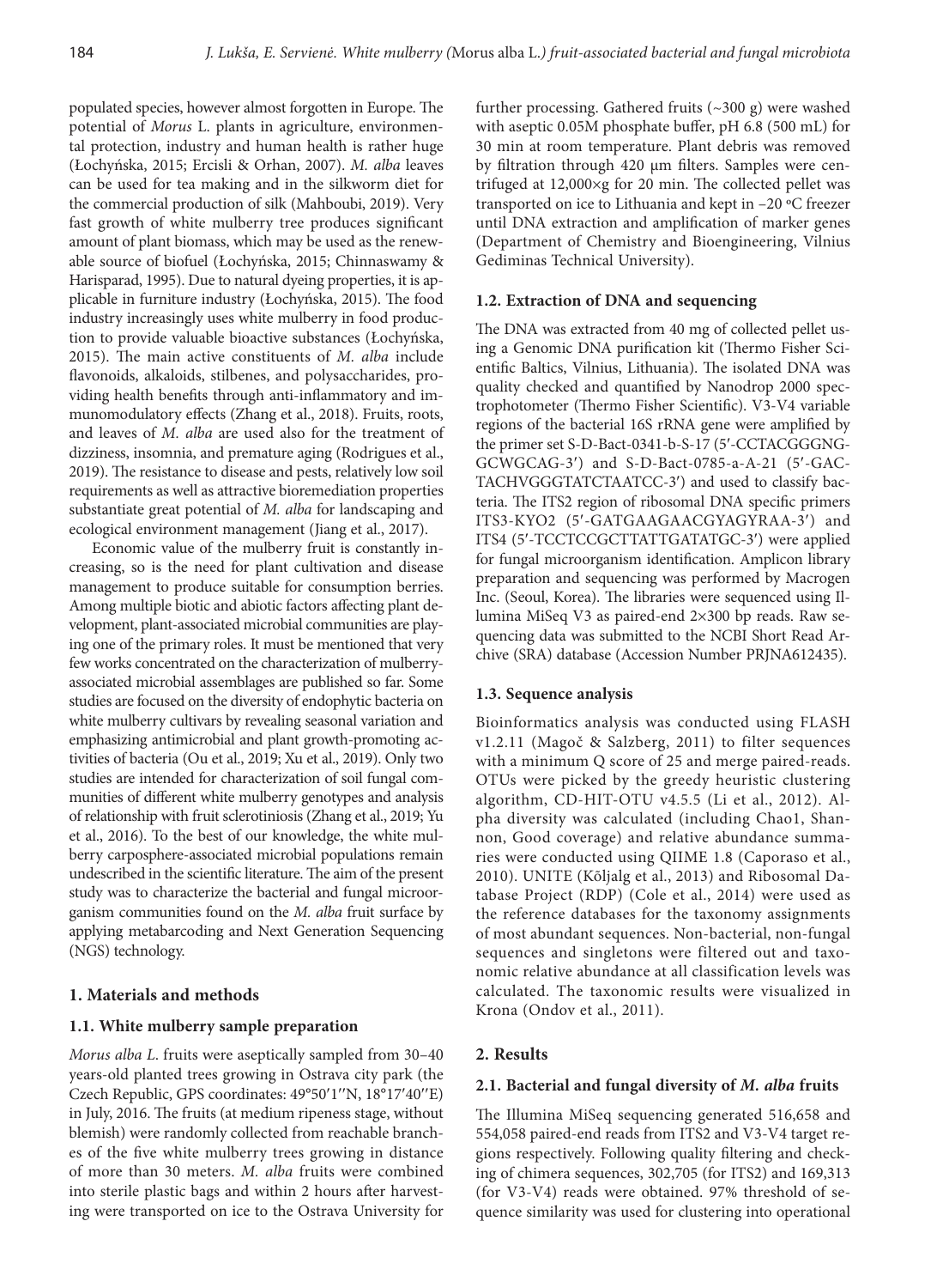populated species, however almost forgotten in Europe. The potential of *Morus* L. plants in agriculture, environmental protection, industry and human health is rather huge (Łochyńska, 2015; Ercisli & Orhan, 2007). *M. alba* leaves can be used for tea making and in the silkworm diet for the commercial production of silk (Mahboubi, 2019). Very fast growth of white mulberry tree produces significant amount of plant biomass, which may be used as the renewable source of biofuel (Łochyńska, 2015; Chinnaswamy & Harisparad, 1995). Due to natural dyeing properties, it is applicable in furniture industry (Łochyńska, 2015). The food industry increasingly uses white mulberry in food production to provide valuable bioactive substances (Łochyńska, 2015). The main active constituents of *M. alba* include flavonoids, alkaloids, stilbenes, and polysaccharides, providing health benefits through anti-inflammatory and immunomodulatory effects (Zhang et al., 2018). Fruits, roots, and leaves of *M. alba* are used also for the treatment of dizziness, insomnia, and premature aging (Rodrigues et al., 2019). The resistance to disease and pests, relatively low soil requirements as well as attractive bioremediation properties substantiate great potential of *M. alba* for landscaping and ecological environment management (Jiang et al., 2017).

Economic value of the mulberry fruit is constantly increasing, so is the need for plant cultivation and disease management to produce suitable for consumption berries. Among multiple biotic and abiotic factors affecting plant development, plant-associated microbial communities are playing one of the primary roles. It must be mentioned that very few works concentrated on the characterization of mulberry-associated microbial assemblages are published so far. Some studies are focused on the diversity of endophytic bacteria on white mulberry cultivars by revealing seasonal variation and emphasizing antimicrobial and plant growth-promoting activities of bacteria (Ou et al., 2019; Xu et al., 2019). Only two studies are intended for characterization of soil fungal communities of different white mulberry genotypes and analysis of relationship with fruit sclerotiniosis (Zhang et al., 2019; Yu et al., 2016). To the best of our knowledge, the white mulberry carposphere-associated microbial populations remain undescribed in the scientific literature. The aim of the present study was to characterize the bacterial and fungal microorganism communities found on the *M. alba* fruit surface by applying metabarcoding and Next Generation Sequencing (NGS) technology.

## 1. Materials and methods

### 1.1. White mulberry sample preparation

*Morus alba L*. fruits were aseptically sampled from 30–40 years-old planted trees growing in Ostrava city park (the Czech Republic, GPS coordinates: 49°50′1′′N, 18°17′40′′E) in July, 2016. The fruits (at medium ripeness stage, without blemish) were randomly collected from reachable branches of the five white mulberry trees growing in distance of more than 30 meters. *M. alba* fruits were combined into sterile plastic bags and within 2 hours after harvesting were transported on ice to the Ostrava University for further processing. Gathered fruits (~300 g) were washed with aseptic 0.05M phosphate buffer, pH 6.8 (500 mL) for 30 min at room temperature. Plant debris was removed by filtration through 420 μm filters. Samples were centrifuged at 12,000×g for 20 min. The collected pellet was transported on ice to Lithuania and kept in –20 °C freezer until DNA extraction and amplification of marker genes (Department of Chemistry and Bioengineering, Vilnius Gediminas Technical University).

### 1.2. Extraction of DNA and sequencing

The DNA was extracted from 40 mg of collected pellet using a Genomic DNA purification kit (Thermo Fisher Scientific Baltics, Vilnius, Lithuania). The isolated DNA was quality checked and quantified by Nanodrop 2000 spectrophotometer (Thermo Fisher Scientific). V3-V4 variable regions of the bacterial 16S rRNA gene were amplified by the primer set S-D-Bact-0341-b-S-17 (5′-CCTACGGGNGGCWGCAG-3′) and S-D-Bact-0785-a-A-21 (5′-GACTACHVGGGTATCTAATCC-3′) and used to classify bacteria. The ITS2 region of ribosomal DNA specific primers ITS3-KYO2 (5′-GATGAAGAACGYAGYRAA-3′) and ITS4 (5′-TCCTCCGCTTATTGATATGC-3′) were applied for fungal microorganism identification. Amplicon library preparation and sequencing was performed by Macrogen Inc. (Seoul, Korea). The libraries were sequenced using Illumina MiSeq V3 as paired-end 2×300 bp reads. Raw sequencing data was submitted to the NCBI Short Read Archive (SRA) database (Accession Number PRJNA612435).

### 1.3. Sequence analysis

Bioinformatics analysis was conducted using FLASH v1.2.11 (Magoč & Salzberg, 2011) to filter sequences with a minimum Q score of 25 and merge paired-reads. OTUs were picked by the greedy heuristic clustering algorithm, CD-HIT-OTU v4.5.5 (Li et al., 2012). Alpha diversity was calculated (including Chao1, Shannon, Good coverage) and relative abundance summaries were conducted using QIIME 1.8 (Caporaso et al., 2010). UNITE (Kõljalg et al., 2013) and Ribosomal Database Project (RDP) (Cole et al., 2014) were used as the reference databases for the taxonomy assignments of most abundant sequences. Non-bacterial, non-fungal sequences and singletons were filtered out and taxonomic relative abundance at all classification levels was calculated. The taxonomic results were visualized in Krona (Ondov et al., 2011).

## 2. Results

### 2.1. Bacterial and fungal diversity of *M. alba* fruits

The Illumina MiSeq sequencing generated 516,658 and 554,058 paired-end reads from ITS2 and V3-V4 target regions respectively. Following quality filtering and checking of chimera sequences, 302,705 (for ITS2) and 169,313 (for V3-V4) reads were obtained. 97% threshold of sequence similarity was used for clustering into operational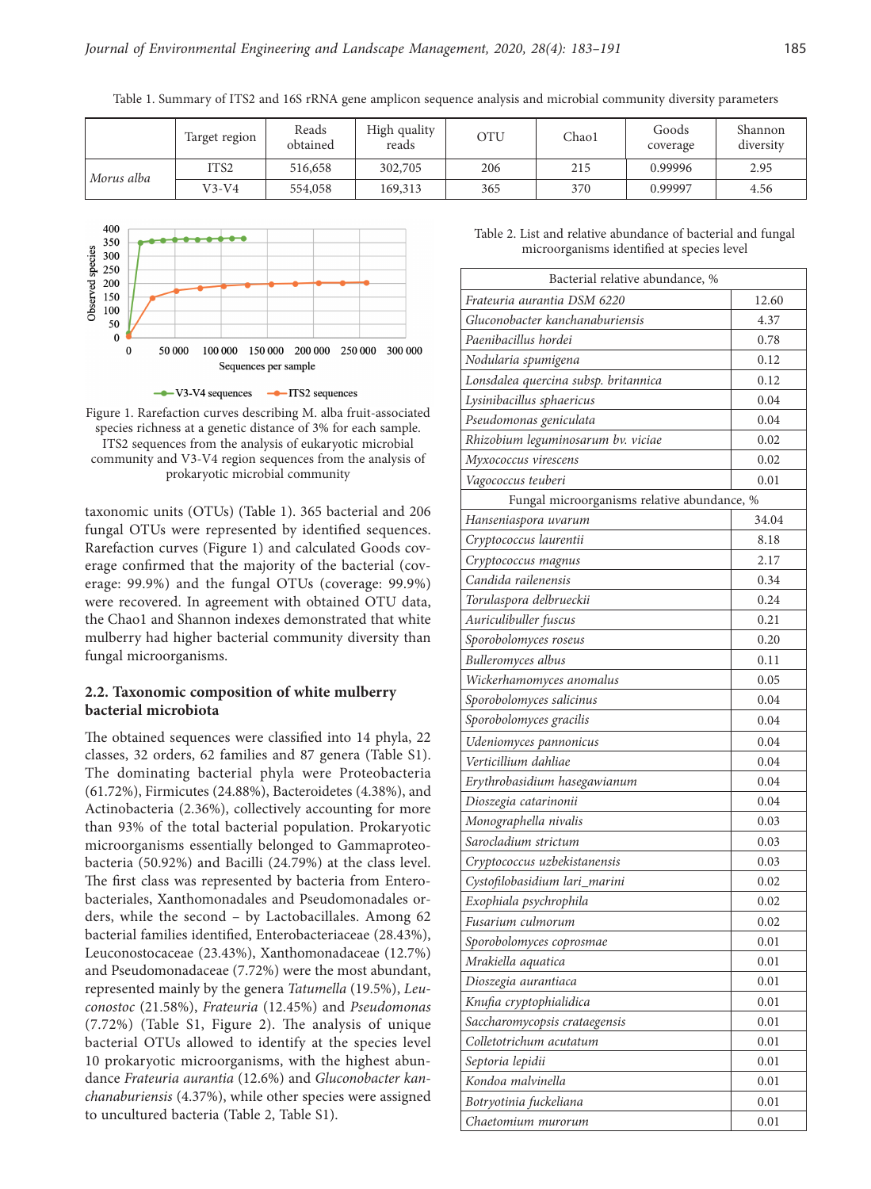Table 1. Summary of ITS2 and 16S rRNA gene amplicon sequence analysis and microbial community diversity parameters

| | Target region | Reads obtained | High quality reads | OTU | Chao1 | Goods coverage | Shannon diversity |
|---|---|---|---|---|---|---|---|
| *Morus alba* | ITS2 | 516,658 | 302,705 | 206 | 215 | 0.99996 | 2.95 |
| | V3-V4 | 554,058 | 169,313 | 365 | 370 | 0.99997 | 4.56 |

Figure 1. Rarefaction curves describing M. alba fruit-associated species richness at a genetic distance of 3% for each sample. ITS2 sequences from the analysis of eukaryotic microbial community and V3-V4 region sequences from the analysis of prokaryotic microbial community

taxonomic units (OTUs) (Table 1). 365 bacterial and 206 fungal OTUs were represented by identified sequences. Rarefaction curves (Figure 1) and calculated Goods coverage confirmed that the majority of the bacterial (coverage: 99.9%) and the fungal OTUs (coverage: 99.9%) were recovered. In agreement with obtained OTU data, the Chao1 and Shannon indexes demonstrated that white mulberry had higher bacterial community diversity than fungal microorganisms.

### 2.2. Taxonomic composition of white mulberry bacterial microbiota

The obtained sequences were classified into 14 phyla, 22 classes, 32 orders, 62 families and 87 genera (Table S1). The dominating bacterial phyla were Proteobacteria (61.72%), Firmicutes (24.88%), Bacteroidetes (4.38%), and Actinobacteria (2.36%), collectively accounting for more than 93% of the total bacterial population. Prokaryotic microorganisms essentially belonged to Gammaproteobacteria (50.92%) and Bacilli (24.79%) at the class level. The first class was represented by bacteria from Enterobacteriales, Xanthomonadales and Pseudomonadales orders, while the second – by Lactobacillales. Among 62 bacterial families identified, Enterobacteriaceae (28.43%), Leuconostocaceae (23.43%), Xanthomonadaceae (12.7%) and Pseudomonadaceae (7.72%) were the most abundant, represented mainly by the genera *Tatumella* (19.5%), *Leuconostoc* (21.58%), *Frateuria* (12.45%) and *Pseudomonas* (7.72%) (Table S1, Figure 2). The analysis of unique bacterial OTUs allowed to identify at the species level 10 prokaryotic microorganisms, with the highest abundance *Frateuria aurantia* (12.6%) and *Gluconobacter kanchanaburiensis* (4.37%), while other species were assigned to uncultured bacteria (Table 2, Table S1).

Table 2. List and relative abundance of bacterial and fungal microorganisms identified at species level

| Bacterial relative abundance, % | |
|---|---|
| *Frateuria aurantia DSM 6220* | 12.60 |
| *Gluconobacter kanchanaburiensis* | 4.37 |
| *Paenibacillus hordei* | 0.78 |
| *Nodularia spumigena* | 0.12 |
| *Lonsdalea quercina subsp. britannica* | 0.12 |
| *Lysinibacillus sphaericus* | 0.04 |
| *Pseudomonas geniculata* | 0.04 |
| *Rhizobium leguminosarum bv. viciae* | 0.02 |
| *Myxococcus virescens* | 0.02 |
| *Vagococcus teuberi* | 0.01 |
| **Fungal microorganisms relative abundance, %** | |
| *Hanseniaspora uvarum* | 34.04 |
| *Cryptococcus laurentii* | 8.18 |
| *Cryptococcus magnus* | 2.17 |
| *Candida railenensis* | 0.34 |
| *Torulaspora delbrueckii* | 0.24 |
| *Auriculibuller fuscus* | 0.21 |
| *Sporobolomyces roseus* | 0.20 |
| *Bulleromyces albus* | 0.11 |
| *Wickerhamomyces anomalus* | 0.05 |
| *Sporobolomyces salicinus* | 0.04 |
| *Sporobolomyces gracilis* | 0.04 |
| *Udeniomyces pannonicus* | 0.04 |
| *Verticillium dahliae* | 0.04 |
| *Erythrobasidium hasegawianum* | 0.04 |
| *Dioszegia catarinonii* | 0.04 |
| *Monographella nivalis* | 0.03 |
| *Sarocladium strictum* | 0.03 |
| *Cryptococcus uzbekistanensis* | 0.03 |
| *Cystofilobasidium lari_marini* | 0.02 |
| *Exophiala psychrophila* | 0.02 |
| *Fusarium culmorum* | 0.02 |
| *Sporobolomyces coprosmae* | 0.01 |
| *Mrakiella aquatica* | 0.01 |
| *Dioszegia aurantiaca* | 0.01 |
| *Knufia cryptophialidica* | 0.01 |
| *Saccharomycopsis crataegensis* | 0.01 |
| *Colletotrichum acutatum* | 0.01 |
| *Septoria lepidii* | 0.01 |
| *Kondoa malvinella* | 0.01 |
| *Botryotinia fuckeliana* | 0.01 |
| *Chaetomium murorum* | 0.01 |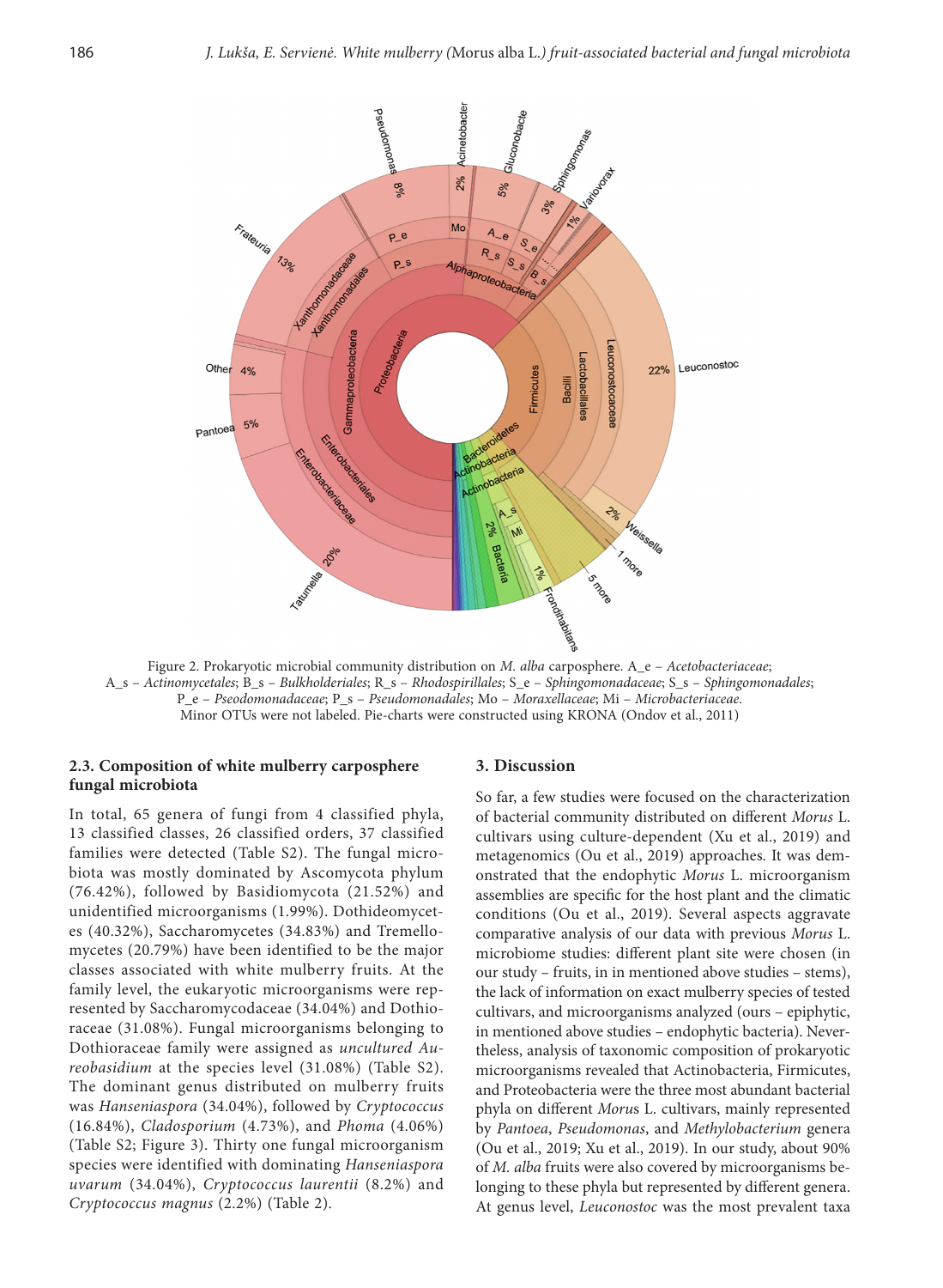Figure 2. Prokaryotic microbial community distribution on *M. alba* carposphere. A_e – *Acetobacteriaceae*; A_s – *Actinomycetales*; B_s – *Bulkholderiales*; R_s – *Rhodospirillales*; S_e – *Sphingomonadaceae*; S_s – *Sphingomonadales*; P_e – *Pseodomonadaceae*; P_s – *Pseudomonadales*; Mo – *Moraxellaceae*; Mi – *Microbacteriaceae*. Minor OTUs were not labeled. Pie-charts were constructed using KRONA (Ondov et al., 2011)

### 2.3. Composition of white mulberry carposphere fungal microbiota

In total, 65 genera of fungi from 4 classified phyla, 13 classified classes, 26 classified orders, 37 classified families were detected (Table S2). The fungal microbiota was mostly dominated by Ascomycota phylum (76.42%), followed by Basidiomycota (21.52%) and unidentified microorganisms (1.99%). Dothideomycetes (40.32%), Saccharomycetes (34.83%) and Tremellomycetes (20.79%) have been identified to be the major classes associated with white mulberry fruits. At the family level, the eukaryotic microorganisms were represented by Saccharomycodaceae (34.04%) and Dothioraceae (31.08%). Fungal microorganisms belonging to Dothioraceae family were assigned as *uncultured Aureobasidium* at the species level (31.08%) (Table S2). The dominant genus distributed on mulberry fruits was *Hanseniaspora* (34.04%), followed by *Cryptococcus* (16.84%), *Cladosporium* (4.73%), and *Phoma* (4.06%) (Table S2; Figure 3). Thirty one fungal microorganism species were identified with dominating *Hanseniaspora uvarum* (34.04%), *Cryptococcus laurentii* (8.2%) and *Cryptococcus magnus* (2.2%) (Table 2).

## 3. Discussion

So far, a few studies were focused on the characterization of bacterial community distributed on different *Morus* L. cultivars using culture-dependent (Xu et al., 2019) and metagenomics (Ou et al., 2019) approaches. It was demonstrated that the endophytic *Morus* L. microorganism assemblies are specific for the host plant and the climatic conditions (Ou et al., 2019). Several aspects aggravate comparative analysis of our data with previous *Morus* L. microbiome studies: different plant site were chosen (in our study – fruits, in in mentioned above studies – stems), the lack of information on exact mulberry species of tested cultivars, and microorganisms analyzed (ours – epiphytic, in mentioned above studies – endophytic bacteria). Nevertheless, analysis of taxonomic composition of prokaryotic microorganisms revealed that Actinobacteria, Firmicutes, and Proteobacteria were the three most abundant bacterial phyla on different *Morus* L. cultivars, mainly represented by *Pantoea*, *Pseudomonas*, and *Methylobacterium* genera (Ou et al., 2019; Xu et al., 2019). In our study, about 90% of *M. alba* fruits were also covered by microorganisms belonging to these phyla but represented by different genera. At genus level, *Leuconostoc* was the most prevalent taxa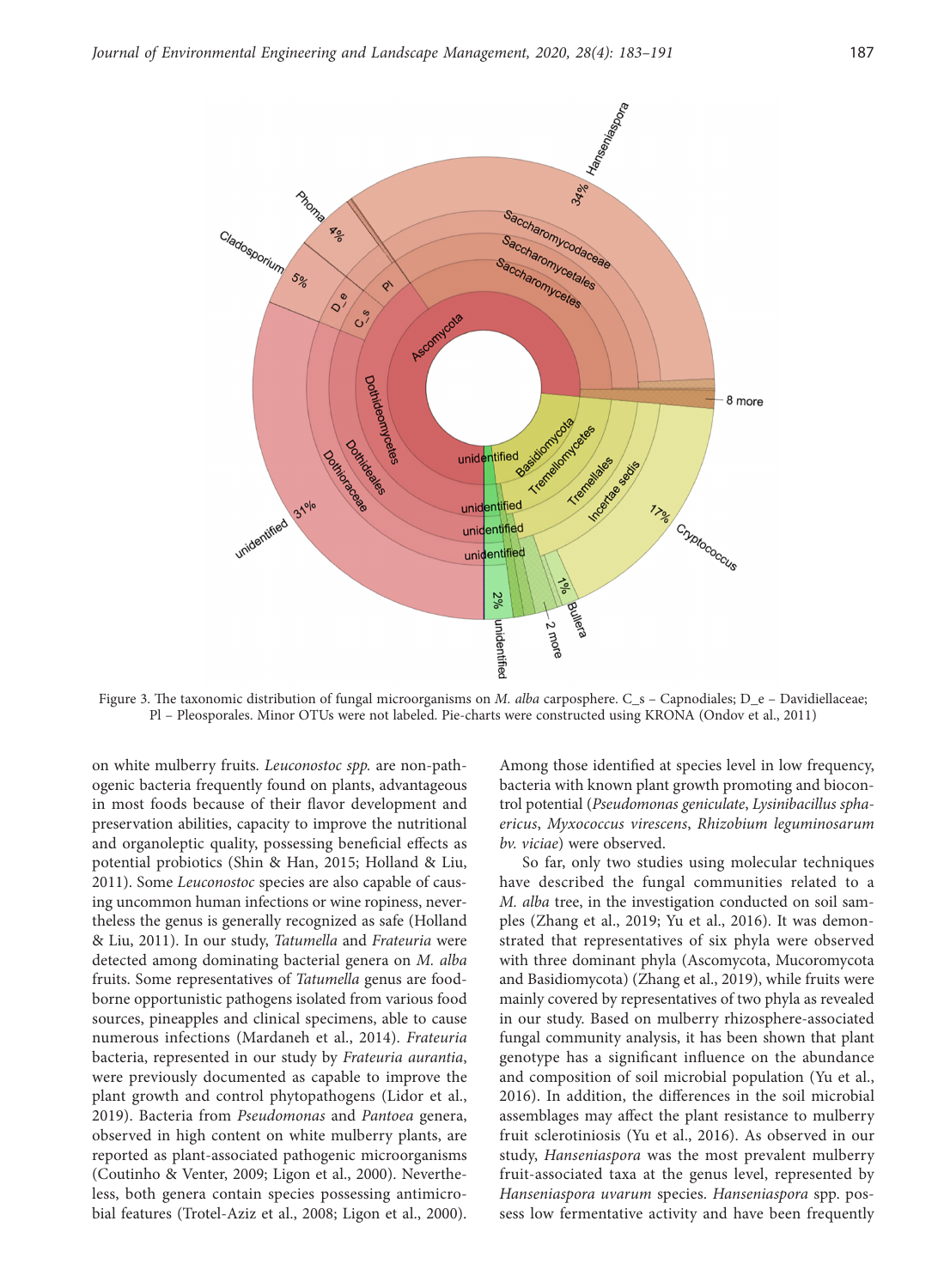Figure 3. The taxonomic distribution of fungal microorganisms on *M. alba* carposphere. C_s – Capnodiales; D_e – Davidiellaceae; Pl – Pleosporales. Minor OTUs were not labeled. Pie-charts were constructed using KRONA (Ondov et al., 2011)

on white mulberry fruits. *Leuconostoc spp.* are non-pathogenic bacteria frequently found on plants, advantageous in most foods because of their flavor development and preservation abilities, capacity to improve the nutritional and organoleptic quality, possessing beneficial effects as potential probiotics (Shin & Han, 2015; Holland & Liu, 2011). Some *Leuconostoc* species are also capable of causing uncommon human infections or wine ropiness, nevertheless the genus is generally recognized as safe (Holland & Liu, 2011). In our study, *Tatumella* and *Frateuria* were detected among dominating bacterial genera on *M. alba* fruits. Some representatives of *Tatumella* genus are food-borne opportunistic pathogens isolated from various food sources, pineapples and clinical specimens, able to cause numerous infections (Mardaneh et al., 2014). *Frateuria* bacteria, represented in our study by *Frateuria aurantia*, were previously documented as capable to improve the plant growth and control phytopathogens (Lidor et al., 2019). Bacteria from *Pseudomonas* and *Pantoea* genera, observed in high content on white mulberry plants, are reported as plant-associated pathogenic microorganisms (Coutinho & Venter, 2009; Ligon et al., 2000). Nevertheless, both genera contain species possessing antimicrobial features (Trotel-Aziz et al., 2008; Ligon et al., 2000). Among those identified at species level in low frequency, bacteria with known plant growth promoting and biocontrol potential (*Pseudomonas geniculate*, *Lysinibacillus sphaericus*, *Myxococcus virescens*, *Rhizobium leguminosarum bv. viciae*) were observed.

So far, only two studies using molecular techniques have described the fungal communities related to a *M. alba* tree, in the investigation conducted on soil samples (Zhang et al., 2019; Yu et al., 2016). It was demonstrated that representatives of six phyla were observed with three dominant phyla (Ascomycota, Mucoromycota and Basidiomycota) (Zhang et al., 2019), while fruits were mainly covered by representatives of two phyla as revealed in our study. Based on mulberry rhizosphere-associated fungal community analysis, it has been shown that plant genotype has a significant influence on the abundance and composition of soil microbial population (Yu et al., 2016). In addition, the differences in the soil microbial assemblages may affect the plant resistance to mulberry fruit sclerotiniosis (Yu et al., 2016). As observed in our study, *Hanseniaspora* was the most prevalent mulberry fruit-associated taxa at the genus level, represented by *Hanseniaspora uvarum* species. *Hanseniaspora* spp. possess low fermentative activity and have been frequently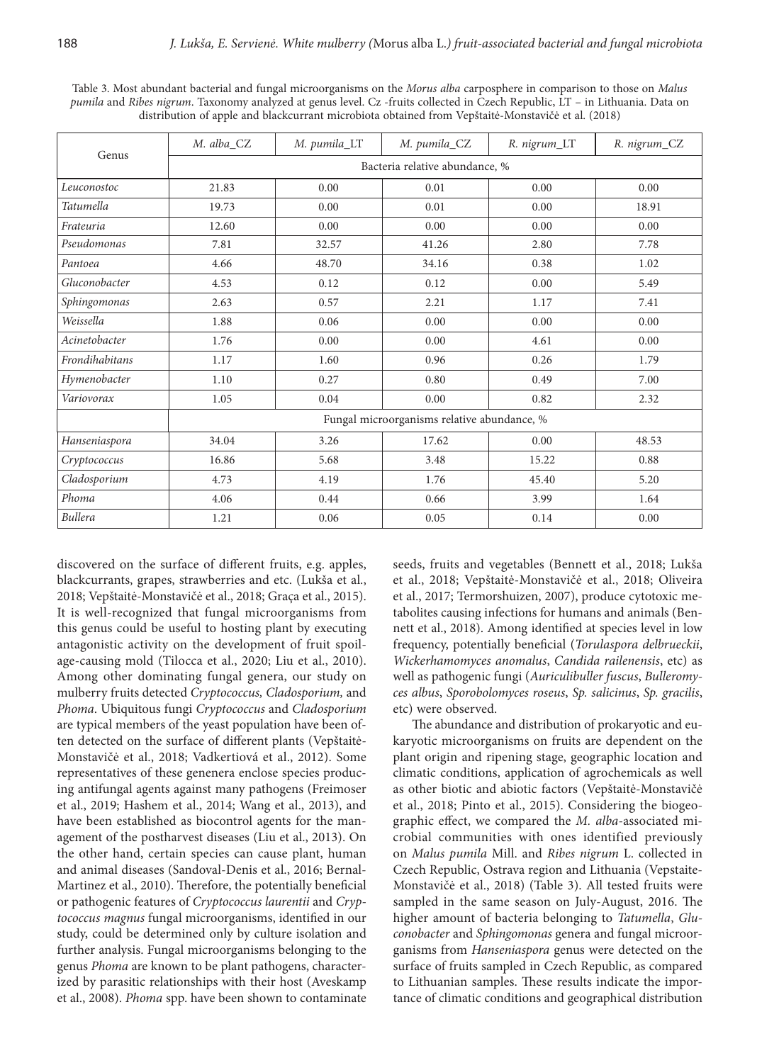Table 3. Most abundant bacterial and fungal microorganisms on the *Morus alba* carposphere in comparison to those on *Malus pumila* and *Ribes nigrum*. Taxonomy analyzed at genus level. Cz -fruits collected in Czech Republic, LT – in Lithuania. Data on distribution of apple and blackcurrant microbiota obtained from Vepštaitė-Monstavičė et al. (2018)

| Genus | *M. alba_CZ* | *M. pumila_LT* | *M. pumila_CZ* | *R. nigrum_LT* | *R. nigrum_CZ* |
|---|---|---|---|---|---|
| | Bacteria relative abundance, % | | | | |
| *Leuconostoc* | 21.83 | 0.00 | 0.01 | 0.00 | 0.00 |
| *Tatumella* | 19.73 | 0.00 | 0.01 | 0.00 | 18.91 |
| *Frateuria* | 12.60 | 0.00 | 0.00 | 0.00 | 0.00 |
| *Pseudomonas* | 7.81 | 32.57 | 41.26 | 2.80 | 7.78 |
| *Pantoea* | 4.66 | 48.70 | 34.16 | 0.38 | 1.02 |
| *Gluconobacter* | 4.53 | 0.12 | 0.12 | 0.00 | 5.49 |
| *Sphingomonas* | 2.63 | 0.57 | 2.21 | 1.17 | 7.41 |
| *Weissella* | 1.88 | 0.06 | 0.00 | 0.00 | 0.00 |
| *Acinetobacter* | 1.76 | 0.00 | 0.00 | 4.61 | 0.00 |
| *Frondihabitans* | 1.17 | 1.60 | 0.96 | 0.26 | 1.79 |
| *Hymenobacter* | 1.10 | 0.27 | 0.80 | 0.49 | 7.00 |
| *Variovorax* | 1.05 | 0.04 | 0.00 | 0.82 | 2.32 |
| | Fungal microorganisms relative abundance, % | | | | |
| *Hanseniaspora* | 34.04 | 3.26 | 17.62 | 0.00 | 48.53 |
| *Cryptococcus* | 16.86 | 5.68 | 3.48 | 15.22 | 0.88 |
| *Cladosporium* | 4.73 | 4.19 | 1.76 | 45.40 | 5.20 |
| *Phoma* | 4.06 | 0.44 | 0.66 | 3.99 | 1.64 |
| *Bullera* | 1.21 | 0.06 | 0.05 | 0.14 | 0.00 |

discovered on the surface of different fruits, e.g. apples, blackcurrants, grapes, strawberries and etc. (Lukša et al., 2018; Vepštaitė-Monstavičė et al., 2018; Graça et al., 2015). It is well-recognized that fungal microorganisms from this genus could be useful to hosting plant by executing antagonistic activity on the development of fruit spoilage-causing mold (Tilocca et al., 2020; Liu et al., 2010). Among other dominating fungal genera, our study on mulberry fruits detected *Cryptococcus, Cladosporium,* and *Phoma*. Ubiquitous fungi *Cryptococcus* and *Cladosporium* are typical members of the yeast population have been often detected on the surface of different plants (Vepštaitė-Monstavičė et al., 2018; Vadkertiová et al., 2012). Some representatives of these genenera enclose species producing antifungal agents against many pathogens (Freimoser et al., 2019; Hashem et al., 2014; Wang et al., 2013), and have been established as biocontrol agents for the management of the postharvest diseases (Liu et al., 2013). On the other hand, certain species can cause plant, human and animal diseases (Sandoval-Denis et al., 2016; Bernal-Martinez et al., 2010). Therefore, the potentially beneficial or pathogenic features of *Cryptococcus laurentii* and *Cryptococcus magnus* fungal microorganisms, identified in our study, could be determined only by culture isolation and further analysis. Fungal microorganisms belonging to the genus *Phoma* are known to be plant pathogens, characterized by parasitic relationships with their host (Aveskamp et al., 2008). *Phoma* spp. have been shown to contaminate seeds, fruits and vegetables (Bennett et al., 2018; Lukša et al., 2018; Vepštaitė-Monstavičė et al., 2018; Oliveira et al., 2017; Termorshuizen, 2007), produce cytotoxic metabolites causing infections for humans and animals (Bennett et al., 2018). Among identified at species level in low frequency, potentially beneficial (*Torulaspora delbrueckii*, *Wickerhamomyces anomalus*, *Candida railenensis*, etc) as well as pathogenic fungi (*Auriculibuller fuscus*, *Bulleromyces albus*, *Sporobolomyces roseus*, *Sp. salicinus*, *Sp. gracilis*, etc) were observed.

The abundance and distribution of prokaryotic and eukaryotic microorganisms on fruits are dependent on the plant origin and ripening stage, geographic location and climatic conditions, application of agrochemicals as well as other biotic and abiotic factors (Vepštaitė-Monstavičė et al., 2018; Pinto et al., 2015). Considering the biogeographic effect, we compared the *M. alba*-associated microbial communities with ones identified previously on *Malus pumila* Mill. and *Ribes nigrum* L. collected in Czech Republic, Ostrava region and Lithuania (Vepstaite-Monstavičė et al., 2018) (Table 3). All tested fruits were sampled in the same season on July-August, 2016. The higher amount of bacteria belonging to *Tatumella*, *Gluconobacter* and *Sphingomonas* genera and fungal microorganisms from *Hanseniaspora* genus were detected on the surface of fruits sampled in Czech Republic, as compared to Lithuanian samples. These results indicate the importance of climatic conditions and geographical distribution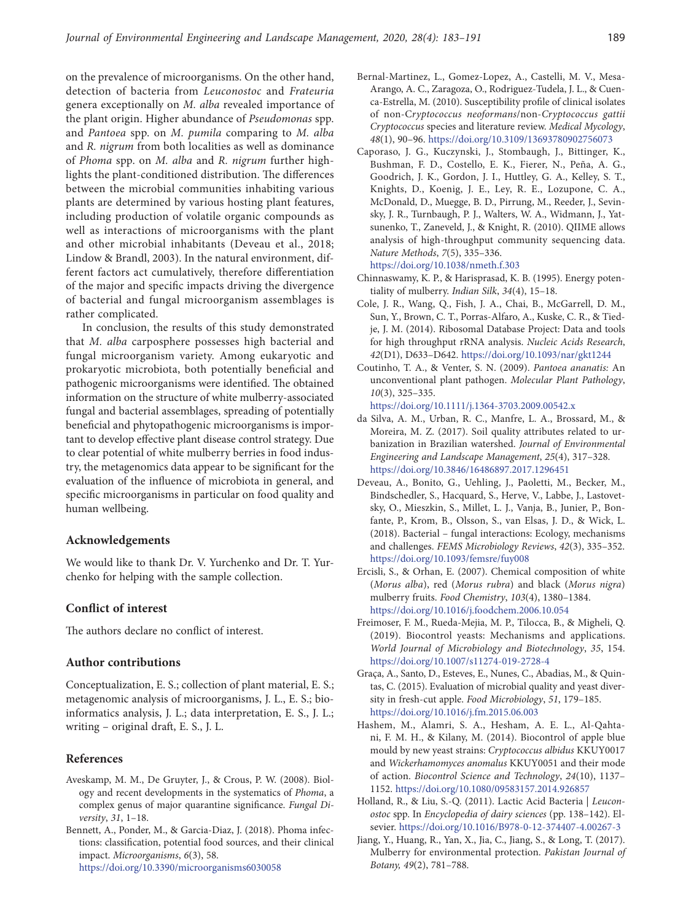on the prevalence of microorganisms. On the other hand, detection of bacteria from *Leuconostoc* and *Frateuria* genera exceptionally on *M. alba* revealed importance of the plant origin. Higher abundance of *Pseudomonas* spp. and *Pantoea* spp. on *M. pumila* comparing to *M. alba* and *R. nigrum* from both localities as well as dominance of *Phoma* spp. on *M. alba* and *R. nigrum* further highlights the plant-conditioned distribution. The differences between the microbial communities inhabiting various plants are determined by various hosting plant features, including production of volatile organic compounds as well as interactions of microorganisms with the plant and other microbial inhabitants (Deveau et al., 2018; Lindow & Brandl, 2003). In the natural environment, different factors act cumulatively, therefore differentiation of the major and specific impacts driving the divergence of bacterial and fungal microorganism assemblages is rather complicated.

In conclusion, the results of this study demonstrated that *M. alba* carposphere possesses high bacterial and fungal microorganism variety. Among eukaryotic and prokaryotic microbiota, both potentially beneficial and pathogenic microorganisms were identified. The obtained information on the structure of white mulberry-associated fungal and bacterial assemblages, spreading of potentially beneficial and phytopathogenic microorganisms is important to develop effective plant disease control strategy. Due to clear potential of white mulberry berries in food industry, the metagenomics data appear to be significant for the evaluation of the influence of microbiota in general, and specific microorganisms in particular on food quality and human wellbeing.

## Acknowledgements

We would like to thank Dr. V. Yurchenko and Dr. T. Yurchenko for helping with the sample collection.

## Conflict of interest

The authors declare no conflict of interest.

## Author contributions

Conceptualization, E. S.; collection of plant material, E. S.; metagenomic analysis of microorganisms, J. L., E. S.; bioinformatics analysis, J. L.; data interpretation, E. S., J. L.; writing – original draft, E. S., J. L.

## References

Aveskamp, M. M., De Gruyter, J., & Crous, P. W. (2008). Biology and recent developments in the systematics of *Phoma*, a complex genus of major quarantine significance. *Fungal Diversity*, *31*, 1–18.

Bennett, A., Ponder, M., & Garcia-Diaz, J. (2018). Phoma infections: classification, potential food sources, and their clinical impact. *Microorganisms*, *6*(3), 58. https://doi.org/10.3390/microorganisms6030058

Bernal-Martinez, L., Gomez-Lopez, A., Castelli, M. V., Mesa-Arango, A. C., Zaragoza, O., Rodriguez-Tudela, J. L., & Cuenca-Estrella, M. (2010). Susceptibility profile of clinical isolates of non-*Cryptococcus neoformans*/non-*Cryptococcus gattii Cryptococcus* species and literature review. *Medical Mycology*, *48*(1), 90–96. https://doi.org/10.3109/13693780902756073

Caporaso, J. G., Kuczynski, J., Stombaugh, J., Bittinger, K., Bushman, F. D., Costello, E. K., Fierer, N., Peña, A. G., Goodrich, J. K., Gordon, J. I., Huttley, G. A., Kelley, S. T., Knights, D., Koenig, J. E., Ley, R. E., Lozupone, C. A., McDonald, D., Muegge, B. D., Pirrung, M., Reeder, J., Sevinsky, J. R., Turnbaugh, P. J., Walters, W. A., Widmann, J., Yatsunenko, T., Zaneveld, J., & Knight, R. (2010). QIIME allows analysis of high-throughput community sequencing data. *Nature Methods*, *7*(5), 335–336. https://doi.org/10.1038/nmeth.f.303

Chinnaswamy, K. P., & Harisprasad, K. B. (1995). Energy potentiality of mulberry. *Indian Silk*, *34*(4), 15–18.

Cole, J. R., Wang, Q., Fish, J. A., Chai, B., McGarrell, D. M., Sun, Y., Brown, C. T., Porras-Alfaro, A., Kuske, C. R., & Tiedje, J. M. (2014). Ribosomal Database Project: Data and tools for high throughput rRNA analysis. *Nucleic Acids Research*, *42*(D1), D633–D642. https://doi.org/10.1093/nar/gkt1244

Coutinho, T. A., & Venter, S. N. (2009). *Pantoea ananatis:* An unconventional plant pathogen. *Molecular Plant Pathology*, *10*(3), 325–335. https://doi.org/10.1111/j.1364-3703.2009.00542.x

da Silva, A. M., Urban, R. C., Manfre, L. A., Brossard, M., & Moreira, M. Z. (2017). Soil quality attributes related to urbanization in Brazilian watershed. *Journal of Environmental Engineering and Landscape Management*, *25*(4), 317–328. https://doi.org/10.3846/16486897.2017.1296451

Deveau, A., Bonito, G., Uehling, J., Paoletti, M., Becker, M., Bindschedler, S., Hacquard, S., Herve, V., Labbe, J., Lastovetsky, O., Mieszkin, S., Millet, L. J., Vanja, B., Junier, P., Bonfante, P., Krom, B., Olsson, S., van Elsas, J. D., & Wick, L. (2018). Bacterial – fungal interactions: Ecology, mechanisms and challenges. *FEMS Microbiology Reviews*, *42*(3), 335–352. https://doi.org/10.1093/femsre/fuy008

Ercisli, S., & Orhan, E. (2007). Chemical composition of white (*Morus alba*), red (*Morus rubra*) and black (*Morus nigra*) mulberry fruits. *Food Chemistry*, *103*(4), 1380–1384. https://doi.org/10.1016/j.foodchem.2006.10.054

Freimoser, F. M., Rueda-Mejia, M. P., Tilocca, B., & Migheli, Q. (2019). Biocontrol yeasts: Mechanisms and applications. *World Journal of Microbiology and Biotechnology*, *35*, 154. https://doi.org/10.1007/s11274-019-2728-4

Graça, A., Santo, D., Esteves, E., Nunes, C., Abadias, M., & Quintas, C. (2015). Evaluation of microbial quality and yeast diversity in fresh-cut apple. *Food Microbiology*, *51*, 179–185. https://doi.org/10.1016/j.fm.2015.06.003

Hashem, M., Alamri, S. A., Hesham, A. E. L., Al-Qahtani, F. M. H., & Kilany, M. (2014). Biocontrol of apple blue mould by new yeast strains: *Cryptococcus albidus* KKUY0017 and *Wickerhamomyces anomalus* KKUY0051 and their mode of action. *Biocontrol Science and Technology*, *24*(10), 1137–1152. https://doi.org/10.1080/09583157.2014.926857

Holland, R., & Liu, S.-Q. (2011). Lactic Acid Bacteria | *Leuconostoc* spp. In *Encyclopedia of dairy sciences* (pp. 138–142). Elsevier. https://doi.org/10.1016/B978-0-12-374407-4.00267-3

Jiang, Y., Huang, R., Yan, X., Jia, C., Jiang, S., & Long, T. (2017). Mulberry for environmental protection. *Pakistan Journal of Botany, 49*(2), 781–788.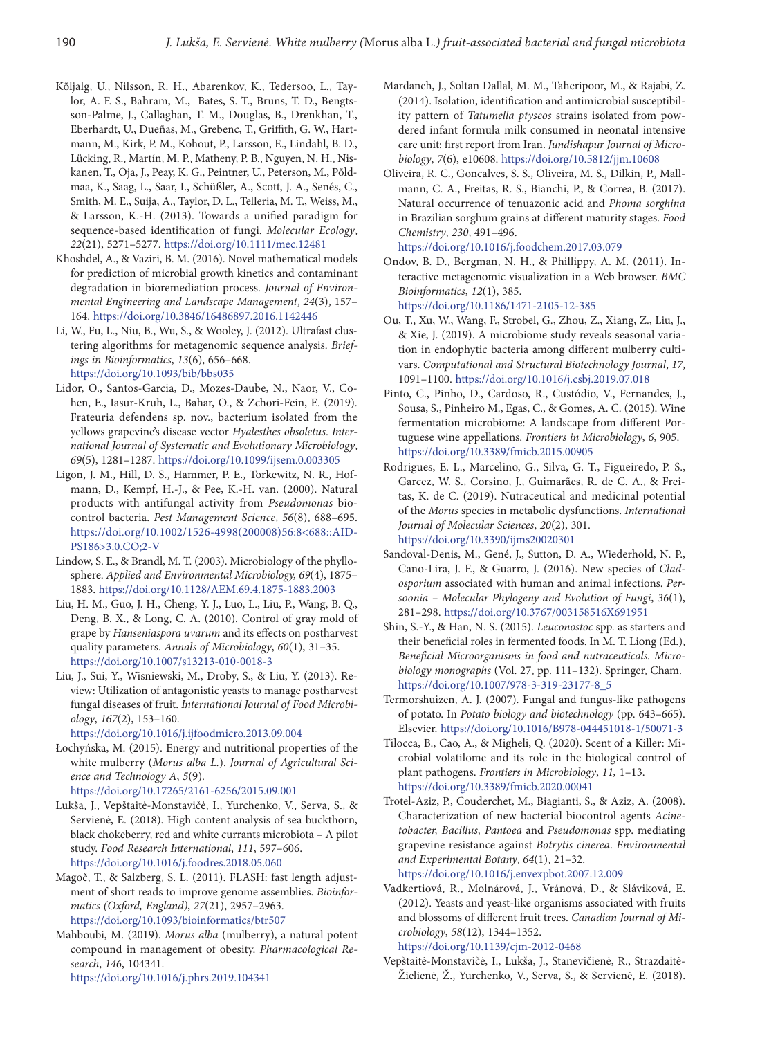Kõljalg, U., Nilsson, R. H., Abarenkov, K., Tedersoo, L., Taylor, A. F. S., Bahram, M., Bates, S. T., Bruns, T. D., Bengtsson-Palme, J., Callaghan, T. M., Douglas, B., Drenkhan, T., Eberhardt, U., Dueñas, M., Grebenc, T., Griffith, G. W., Hartmann, M., Kirk, P. M., Kohout, P., Larsson, E., Lindahl, B. D., Lücking, R., Martín, M. P., Matheny, P. B., Nguyen, N. H., Niskanen, T., Oja, J., Peay, K. G., Peintner, U., Peterson, M., Põldmaa, K., Saag, L., Saar, I., Schüßler, A., Scott, J. A., Senés, C., Smith, M. E., Suija, A., Taylor, D. L., Telleria, M. T., Weiss, M., & Larsson, K.-H. (2013). Towards a unified paradigm for sequence-based identification of fungi. *Molecular Ecology*, *22*(21), 5271–5277. https://doi.org/10.1111/mec.12481

Khoshdel, A., & Vaziri, B. M. (2016). Novel mathematical models for prediction of microbial growth kinetics and contaminant degradation in bioremediation process. *Journal of Environmental Engineering and Landscape Management*, *24*(3), 157–164. https://doi.org/10.3846/16486897.2016.1142446

Li, W., Fu, L., Niu, B., Wu, S., & Wooley, J. (2012). Ultrafast clustering algorithms for metagenomic sequence analysis. *Briefings in Bioinformatics*, *13*(6), 656–668. https://doi.org/10.1093/bib/bbs035

Lidor, O., Santos-Garcia, D., Mozes-Daube, N., Naor, V., Cohen, E., Iasur-Kruh, L., Bahar, O., & Zchori-Fein, E. (2019). Frateuria defendens sp. nov., bacterium isolated from the yellows grapevine's disease vector *Hyalesthes obsoletus*. *International Journal of Systematic and Evolutionary Microbiology*, *69*(5), 1281–1287. https://doi.org/10.1099/ijsem.0.003305

Ligon, J. M., Hill, D. S., Hammer, P. E., Torkewitz, N. R., Hofmann, D., Kempf, H.-J., & Pee, K.-H. van. (2000). Natural products with antifungal activity from *Pseudomonas* biocontrol bacteria. *Pest Management Science*, *56*(8), 688–695. https://doi.org/10.1002/1526-4998(200008)56:8<688::AID-PS186>3.0.CO;2-V

Lindow, S. E., & Brandl, M. T. (2003). Microbiology of the phyllosphere. *Applied and Environmental Microbiology, 69*(4), 1875–1883. https://doi.org/10.1128/AEM.69.4.1875-1883.2003

Liu, H. M., Guo, J. H., Cheng, Y. J., Luo, L., Liu, P., Wang, B. Q., Deng, B. X., & Long, C. A. (2010). Control of gray mold of grape by *Hanseniaspora uvarum* and its effects on postharvest quality parameters. *Annals of Microbiology*, *60*(1), 31–35. https://doi.org/10.1007/s13213-010-0018-3

Liu, J., Sui, Y., Wisniewski, M., Droby, S., & Liu, Y. (2013). Review: Utilization of antagonistic yeasts to manage postharvest fungal diseases of fruit. *International Journal of Food Microbiology*, *167*(2), 153–160. https://doi.org/10.1016/j.ijfoodmicro.2013.09.004

Łochyńska, M. (2015). Energy and nutritional properties of the white mulberry (*Morus alba L.*). *Journal of Agricultural Science and Technology A*, *5*(9). https://doi.org/10.17265/2161-6256/2015.09.001

Lukša, J., Vepštaitė-Monstavičė, I., Yurchenko, V., Serva, S., & Servienė, E. (2018). High content analysis of sea buckthorn, black chokeberry, red and white currants microbiota – A pilot study. *Food Research International*, *111*, 597–606. https://doi.org/10.1016/j.foodres.2018.05.060

Magoč, T., & Salzberg, S. L. (2011). FLASH: fast length adjustment of short reads to improve genome assemblies. *Bioinformatics (Oxford, England)*, *27*(21), 2957–2963. https://doi.org/10.1093/bioinformatics/btr507

Mahboubi, M. (2019). *Morus alba* (mulberry), a natural potent compound in management of obesity. *Pharmacological Research*, *146*, 104341. https://doi.org/10.1016/j.phrs.2019.104341

Mardaneh, J., Soltan Dallal, M. M., Taheripoor, M., & Rajabi, Z. (2014). Isolation, identification and antimicrobial susceptibility pattern of *Tatumella ptyseos* strains isolated from powdered infant formula milk consumed in neonatal intensive care unit: first report from Iran. *Jundishapur Journal of Microbiology*, *7*(6), e10608. https://doi.org/10.5812/jjm.10608

Oliveira, R. C., Goncalves, S. S., Oliveira, M. S., Dilkin, P., Mallmann, C. A., Freitas, R. S., Bianchi, P., & Correa, B. (2017). Natural occurrence of tenuazonic acid and *Phoma sorghina* in Brazilian sorghum grains at different maturity stages. *Food Chemistry*, *230*, 491–496. https://doi.org/10.1016/j.foodchem.2017.03.079

Ondov, B. D., Bergman, N. H., & Phillippy, A. M. (2011). Interactive metagenomic visualization in a Web browser. *BMC Bioinformatics*, *12*(1), 385. https://doi.org/10.1186/1471-2105-12-385

Ou, T., Xu, W., Wang, F., Strobel, G., Zhou, Z., Xiang, Z., Liu, J., & Xie, J. (2019). A microbiome study reveals seasonal variation in endophytic bacteria among different mulberry cultivars. *Computational and Structural Biotechnology Journal*, *17*, 1091–1100. https://doi.org/10.1016/j.csbj.2019.07.018

Pinto, C., Pinho, D., Cardoso, R., Custódio, V., Fernandes, J., Sousa, S., Pinheiro M., Egas, C., & Gomes, A. C. (2015). Wine fermentation microbiome: A landscape from different Portuguese wine appellations. *Frontiers in Microbiology*, *6*, 905. https://doi.org/10.3389/fmicb.2015.00905

Rodrigues, E. L., Marcelino, G., Silva, G. T., Figueiredo, P. S., Garcez, W. S., Corsino, J., Guimarães, R. de C. A., & Freitas, K. de C. (2019). Nutraceutical and medicinal potential of the *Morus* species in metabolic dysfunctions. *International Journal of Molecular Sciences*, *20*(2), 301. https://doi.org/10.3390/ijms20020301

Sandoval-Denis, M., Gené, J., Sutton, D. A., Wiederhold, N. P., Cano-Lira, J. F., & Guarro, J. (2016). New species of *Cladosporium* associated with human and animal infections. *Persoonia – Molecular Phylogeny and Evolution of Fungi*, *36*(1), 281–298. https://doi.org/10.3767/003158516X691951

Shin, S.-Y., & Han, N. S. (2015). *Leuconostoc* spp. as starters and their beneficial roles in fermented foods. In M. T. Liong (Ed.), *Beneficial Microorganisms in food and nutraceuticals. Microbiology monographs* (Vol. 27, pp. 111–132). Springer, Cham. https://doi.org/10.1007/978-3-319-23177-8_5

Termorshuizen, A. J. (2007). Fungal and fungus-like pathogens of potato. In *Potato biology and biotechnology* (pp. 643–665). Elsevier. https://doi.org/10.1016/B978-044451018-1/50071-3

Tilocca, B., Cao, A., & Migheli, Q. (2020). Scent of a Killer: Microbial volatilome and its role in the biological control of plant pathogens. *Frontiers in Microbiology*, *11,* 1–13. https://doi.org/10.3389/fmicb.2020.00041

Trotel-Aziz, P., Couderchet, M., Biagianti, S., & Aziz, A. (2008). Characterization of new bacterial biocontrol agents *Acinetobacter, Bacillus, Pantoea* and *Pseudomonas* spp. mediating grapevine resistance against *Botrytis cinerea*. *Environmental and Experimental Botany*, *64*(1), 21–32. https://doi.org/10.1016/j.envexpbot.2007.12.009

Vadkertiová, R., Molnárová, J., Vránová, D., & Sláviková, E. (2012). Yeasts and yeast-like organisms associated with fruits and blossoms of different fruit trees. *Canadian Journal of Microbiology*, *58*(12), 1344–1352. https://doi.org/10.1139/cjm-2012-0468

Vepštaitė-Monstavičė, I., Lukša, J., Stanevičienė, R., Strazdaitė-Žielienė, Ž., Yurchenko, V., Serva, S., & Servienė, E. (2018).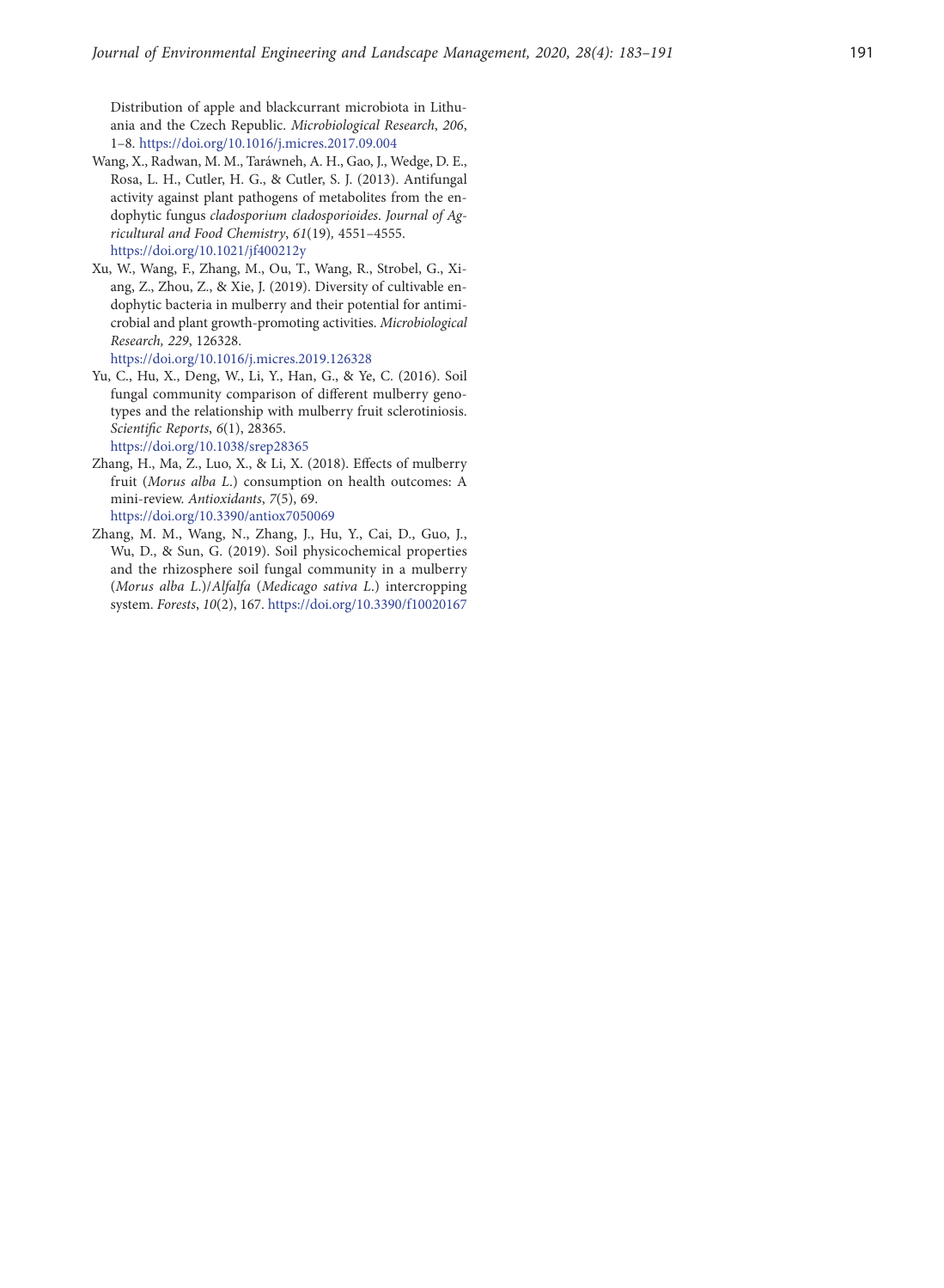Distribution of apple and blackcurrant microbiota in Lithuania and the Czech Republic. *Microbiological Research*, *206*, 1–8. https://doi.org/10.1016/j.micres.2017.09.004

Wang, X., Radwan, M. M., Taráwneh, A. H., Gao, J., Wedge, D. E., Rosa, L. H., Cutler, H. G., & Cutler, S. J. (2013). Antifungal activity against plant pathogens of metabolites from the endophytic fungus *cladosporium cladosporioides*. *Journal of Agricultural and Food Chemistry*, *61*(19), 4551–4555. https://doi.org/10.1021/jf400212y

Xu, W., Wang, F., Zhang, M., Ou, T., Wang, R., Strobel, G., Xiang, Z., Zhou, Z., & Xie, J. (2019). Diversity of cultivable endophytic bacteria in mulberry and their potential for antimicrobial and plant growth-promoting activities. *Microbiological Research, 229*, 126328. https://doi.org/10.1016/j.micres.2019.126328

Yu, C., Hu, X., Deng, W., Li, Y., Han, G., & Ye, C. (2016). Soil fungal community comparison of different mulberry genotypes and the relationship with mulberry fruit sclerotiniosis. *Scientific Reports*, *6*(1), 28365. https://doi.org/10.1038/srep28365

Zhang, H., Ma, Z., Luo, X., & Li, X. (2018). Effects of mulberry fruit (*Morus alba L.*) consumption on health outcomes: A mini-review. *Antioxidants*, *7*(5), 69. https://doi.org/10.3390/antiox7050069

Zhang, M. M., Wang, N., Zhang, J., Hu, Y., Cai, D., Guo, J., Wu, D., & Sun, G. (2019). Soil physicochemical properties and the rhizosphere soil fungal community in a mulberry (*Morus alba L.*)/*Alfalfa* (*Medicago sativa L.*) intercropping system. *Forests*, *10*(2), 167. https://doi.org/10.3390/f10020167